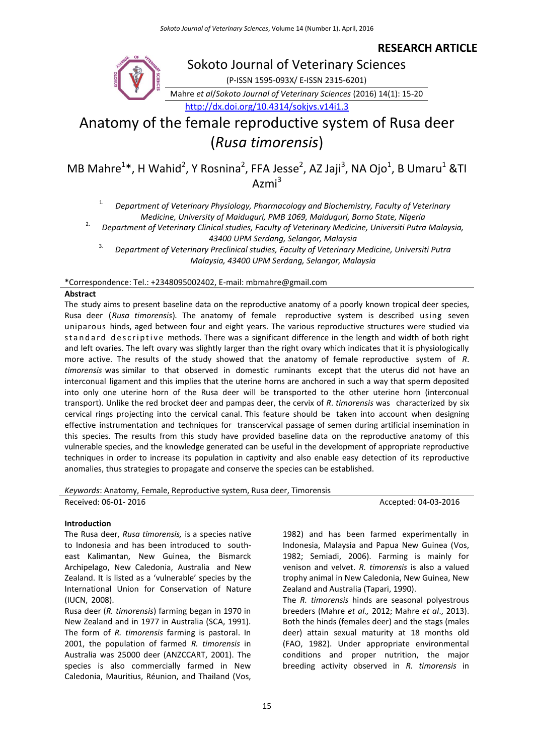**RESEARCH ARTICLE**

Sokoto Journal of Veterinary Sciences

(P-ISSN 1595-093X/ E-ISSN 2315-6201)

Mahre *et al*/*Sokoto Journal of Veterinary Sciences* (2016) 14(1): 15-20

http://dx.doi.org/10.4314/sokjvs.v14i1.3

# Anatomy of the female reproductive system of Rusa deer (*Rusa timorensis*)

MB Mahre[1]*, H Wahid[2], Y Rosnina[2], FFA Jesse[2], AZ Jaji[3], NA Ojo[1], B Umaru[1] &TI Azmi[3]

1. *Department of Veterinary Physiology, Pharmacology and Biochemistry, Faculty of Veterinary Medicine, University of Maiduguri, PMB 1069, Maiduguri, Borno State, Nigeria*
2. *Department of Veterinary Clinical studies, Faculty of Veterinary Medicine, Universiti Putra Malaysia, 43400 UPM Serdang, Selangor, Malaysia*
3. *Department of Veterinary Preclinical studies, Faculty of Veterinary Medicine, Universiti Putra Malaysia, 43400 UPM Serdang, Selangor, Malaysia*

*Correspondence: Tel.: +2348095002402, E-mail: mbmahre@gmail.com

**Abstract**

The study aims to present baseline data on the reproductive anatomy of a poorly known tropical deer species, Rusa deer (*Rusa timorensis*). The anatomy of female reproductive system is described using seven uniparous hinds, aged between four and eight years. The various reproductive structures were studied via standard descriptive methods. There was a significant difference in the length and width of both right and left ovaries. The left ovary was slightly larger than the right ovary which indicates that it is physiologically more active. The results of the study showed that the anatomy of female reproductive system of *R. timorensis* was similar to that observed in domestic ruminants except that the uterus did not have an interconual ligament and this implies that the uterine horns are anchored in such a way that sperm deposited into only one uterine horn of the Rusa deer will be transported to the other uterine horn (interconual transport). Unlike the red brocket deer and pampas deer, the cervix of *R. timorensis* was characterized by six cervical rings projecting into the cervical canal. This feature should be taken into account when designing effective instrumentation and techniques for transcervical passage of semen during artificial insemination in this species. The results from this study have provided baseline data on the reproductive anatomy of this vulnerable species, and the knowledge generated can be useful in the development of appropriate reproductive techniques in order to increase its population in captivity and also enable easy detection of its reproductive anomalies, thus strategies to propagate and conserve the species can be established.

*Keywords*: Anatomy, Female, Reproductive system, Rusa deer, Timorensis

Received: 06-01- 2016 Accepted: 04-03-2016

## Introduction

The Rusa deer, *Rusa timorensis,* is a species native to Indonesia and has been introduced to south-east Kalimantan, New Guinea, the Bismarck Archipelago, New Caledonia, Australia and New Zealand. It is listed as a 'vulnerable' species by the International Union for Conservation of Nature (IUCN, 2008).

Rusa deer (*R. timorensis*) farming began in 1970 in New Zealand and in 1977 in Australia (SCA, 1991). The form of *R. timorensis* farming is pastoral. In 2001, the population of farmed *R. timorensis* in Australia was 25000 deer (ANZCCART, 2001). The species is also commercially farmed in New Caledonia, Mauritius, Réunion, and Thailand (Vos, 1982) and has been farmed experimentally in Indonesia, Malaysia and Papua New Guinea (Vos, 1982; Semiadi, 2006). Farming is mainly for venison and velvet. *R. timorensis* is also a valued trophy animal in New Caledonia, New Guinea, New Zealand and Australia (Tapari, 1990).

The *R. timorensis* hinds are seasonal polyestrous breeders (Mahre *et al.,* 2012; Mahre *et al*., 2013). Both the hinds (females deer) and the stags (males deer) attain sexual maturity at 18 months old (FAO, 1982). Under appropriate environmental conditions and proper nutrition, the major breeding activity observed in *R. timorensis* in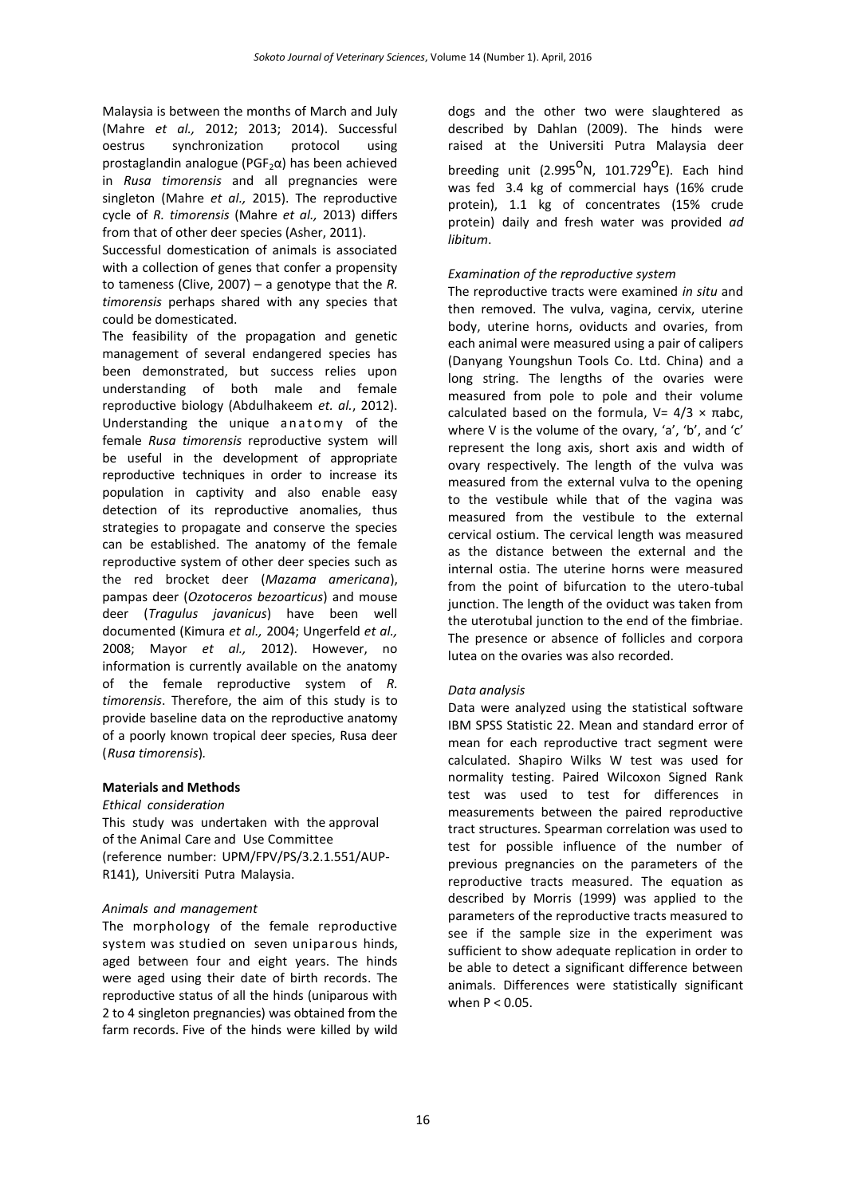Malaysia is between the months of March and July (Mahre *et al.,* 2012; 2013; 2014). Successful oestrus synchronization protocol using prostaglandin analogue ($PGF_2\alpha$) has been achieved in *Rusa timorensis* and all pregnancies were singleton (Mahre *et al.,* 2015). The reproductive cycle of *R. timorensis* (Mahre *et al.,* 2013) differs from that of other deer species (Asher, 2011).

Successful domestication of animals is associated with a collection of genes that confer a propensity to tameness (Clive, 2007) – a genotype that the *R. timorensis* perhaps shared with any species that could be domesticated.

The feasibility of the propagation and genetic management of several endangered species has been demonstrated, but success relies upon understanding of both male and female reproductive biology (Abdulhakeem *et. al.*, 2012). Understanding the unique anatomy of the female *Rusa timorensis* reproductive system will be useful in the development of appropriate reproductive techniques in order to increase its population in captivity and also enable easy detection of its reproductive anomalies, thus strategies to propagate and conserve the species can be established. The anatomy of the female reproductive system of other deer species such as the red brocket deer (*Mazama americana*), pampas deer (*Ozotoceros bezoarticus*) and mouse deer (*Tragulus javanicus*) have been well documented (Kimura *et al.,* 2004; Ungerfeld *et al.,* 2008; Mayor *et al.,* 2012). However, no information is currently available on the anatomy of the female reproductive system of *R. timorensis*. Therefore, the aim of this study is to provide baseline data on the reproductive anatomy of a poorly known tropical deer species, Rusa deer (*Rusa timorensis*)*.*

## Materials and Methods

### *Ethical consideration*

This study was undertaken with the approval of the Animal Care and Use Committee (reference number: UPM/FPV/PS/3.2.1.551/AUP-R141), Universiti Putra Malaysia.

### *Animals and management*

The morphology of the female reproductive system was studied on seven uniparous hinds, aged between four and eight years. The hinds were aged using their date of birth records. The reproductive status of all the hinds (uniparous with 2 to 4 singleton pregnancies) was obtained from the farm records. Five of the hinds were killed by wild dogs and the other two were slaughtered as described by Dahlan (2009). The hinds were raised at the Universiti Putra Malaysia deer breeding unit (2.995$^{o}$N, 101.729$^{o}$E). Each hind was fed 3.4 kg of commercial hays (16% crude protein), 1.1 kg of concentrates (15% crude protein) daily and fresh water was provided *ad libitum*.

### *Examination of the reproductive system*

The reproductive tracts were examined *in situ* and then removed. The vulva, vagina, cervix, uterine body, uterine horns, oviducts and ovaries, from each animal were measured using a pair of calipers (Danyang Youngshun Tools Co. Ltd. China) and a long string. The lengths of the ovaries were measured from pole to pole and their volume calculated based on the formula, $V = 4/3 \times \pi abc$, where V is the volume of the ovary, 'a', 'b', and 'c' represent the long axis, short axis and width of ovary respectively. The length of the vulva was measured from the external vulva to the opening to the vestibule while that of the vagina was measured from the vestibule to the external cervical ostium. The cervical length was measured as the distance between the external and the internal ostia. The uterine horns were measured from the point of bifurcation to the utero-tubal junction. The length of the oviduct was taken from the uterotubal junction to the end of the fimbriae. The presence or absence of follicles and corpora lutea on the ovaries was also recorded.

### *Data analysis*

Data were analyzed using the statistical software IBM SPSS Statistic 22. Mean and standard error of mean for each reproductive tract segment were calculated. Shapiro Wilks W test was used for normality testing. Paired Wilcoxon Signed Rank test was used to test for differences in measurements between the paired reproductive tract structures. Spearman correlation was used to test for possible influence of the number of previous pregnancies on the parameters of the reproductive tracts measured. The equation as described by Morris (1999) was applied to the parameters of the reproductive tracts measured to see if the sample size in the experiment was sufficient to show adequate replication in order to be able to detect a significant difference between animals. Differences were statistically significant when $P < 0.05$.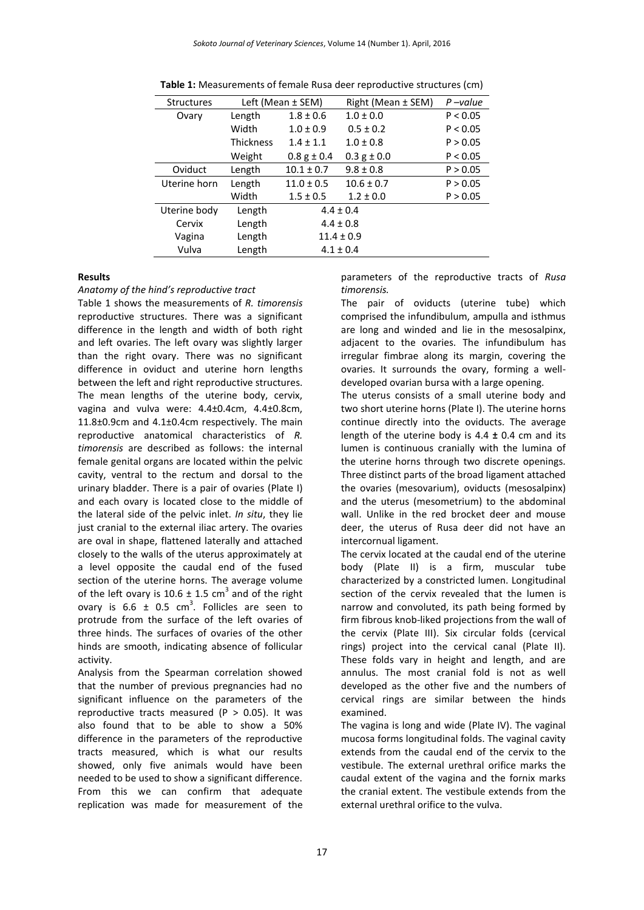**Table 1:** Measurements of female Rusa deer reproductive structures (cm)

| Structures | Left (Mean ± SEM) | | Right (Mean ± SEM) | P –value |
|---|---|---|---|---|
| Ovary | Length | 1.8 ± 0.6 | 1.0 ± 0.0 | P < 0.05 |
| | Width | 1.0 ± 0.9 | 0.5 ± 0.2 | P < 0.05 |
| | Thickness | 1.4 ± 1.1 | 1.0 ± 0.8 | P > 0.05 |
| | Weight | 0.8 g ± 0.4 | 0.3 g ± 0.0 | P < 0.05 |
| Oviduct | Length | 10.1 ± 0.7 | 9.8 ± 0.8 | P > 0.05 |
| Uterine horn | Length | 11.0 ± 0.5 | 10.6 ± 0.7 | P > 0.05 |
| | Width | 1.5 ± 0.5 | 1.2 ± 0.0 | P > 0.05 |
| Uterine body | Length | 4.4 ± 0.4 | | |
| Cervix | Length | 4.4 ± 0.8 | | |
| Vagina | Length | 11.4 ± 0.9 | | |
| Vulva | Length | 4.1 ± 0.4 | | |

## Results

### *Anatomy of the hind's reproductive tract*

Table 1 shows the measurements of *R. timorensis* reproductive structures. There was a significant difference in the length and width of both right and left ovaries. The left ovary was slightly larger than the right ovary. There was no significant difference in oviduct and uterine horn lengths between the left and right reproductive structures. The mean lengths of the uterine body, cervix, vagina and vulva were: 4.4±0.4cm, 4.4±0.8cm, 11.8±0.9cm and 4.1±0.4cm respectively. The main reproductive anatomical characteristics of *R. timorensis* are described as follows: the internal female genital organs are located within the pelvic cavity, ventral to the rectum and dorsal to the urinary bladder. There is a pair of ovaries (Plate I) and each ovary is located close to the middle of the lateral side of the pelvic inlet. *In situ*, they lie just cranial to the external iliac artery. The ovaries are oval in shape, flattened laterally and attached closely to the walls of the uterus approximately at a level opposite the caudal end of the fused section of the uterine horns. The average volume of the left ovary is 10.6 ± 1.5 $cm^3$ and of the right ovary is 6.6 ± 0.5 $cm^3$. Follicles are seen to protrude from the surface of the left ovaries of three hinds. The surfaces of ovaries of the other hinds are smooth, indicating absence of follicular activity.

Analysis from the Spearman correlation showed that the number of previous pregnancies had no significant influence on the parameters of the reproductive tracts measured ($P > 0.05$). It was also found that to be able to show a 50% difference in the parameters of the reproductive tracts measured, which is what our results showed, only five animals would have been needed to be used to show a significant difference. From this we can confirm that adequate replication was made for measurement of the parameters of the reproductive tracts of *Rusa timorensis.*

The pair of oviducts (uterine tube) which comprised the infundibulum, ampulla and isthmus are long and winded and lie in the mesosalpinx, adjacent to the ovaries. The infundibulum has irregular fimbrae along its margin, covering the ovaries. It surrounds the ovary, forming a well-developed ovarian bursa with a large opening.

The uterus consists of a small uterine body and two short uterine horns (Plate I). The uterine horns continue directly into the oviducts. The average length of the uterine body is 4.4 ± 0.4 cm and its lumen is continuous cranially with the lumina of the uterine horns through two discrete openings. Three distinct parts of the broad ligament attached the ovaries (mesovarium), oviducts (mesosalpinx) and the uterus (mesometrium) to the abdominal wall. Unlike in the red brocket deer and mouse deer, the uterus of Rusa deer did not have an intercornual ligament.

The cervix located at the caudal end of the uterine body (Plate II) is a firm, muscular tube characterized by a constricted lumen. Longitudinal section of the cervix revealed that the lumen is narrow and convoluted, its path being formed by firm fibrous knob-liked projections from the wall of the cervix (Plate III). Six circular folds (cervical rings) project into the cervical canal (Plate II). These folds vary in height and length, and are annulus. The most cranial fold is not as well developed as the other five and the numbers of cervical rings are similar between the hinds examined.

The vagina is long and wide (Plate IV). The vaginal mucosa forms longitudinal folds. The vaginal cavity extends from the caudal end of the cervix to the vestibule. The external urethral orifice marks the caudal extent of the vagina and the fornix marks the cranial extent. The vestibule extends from the external urethral orifice to the vulva.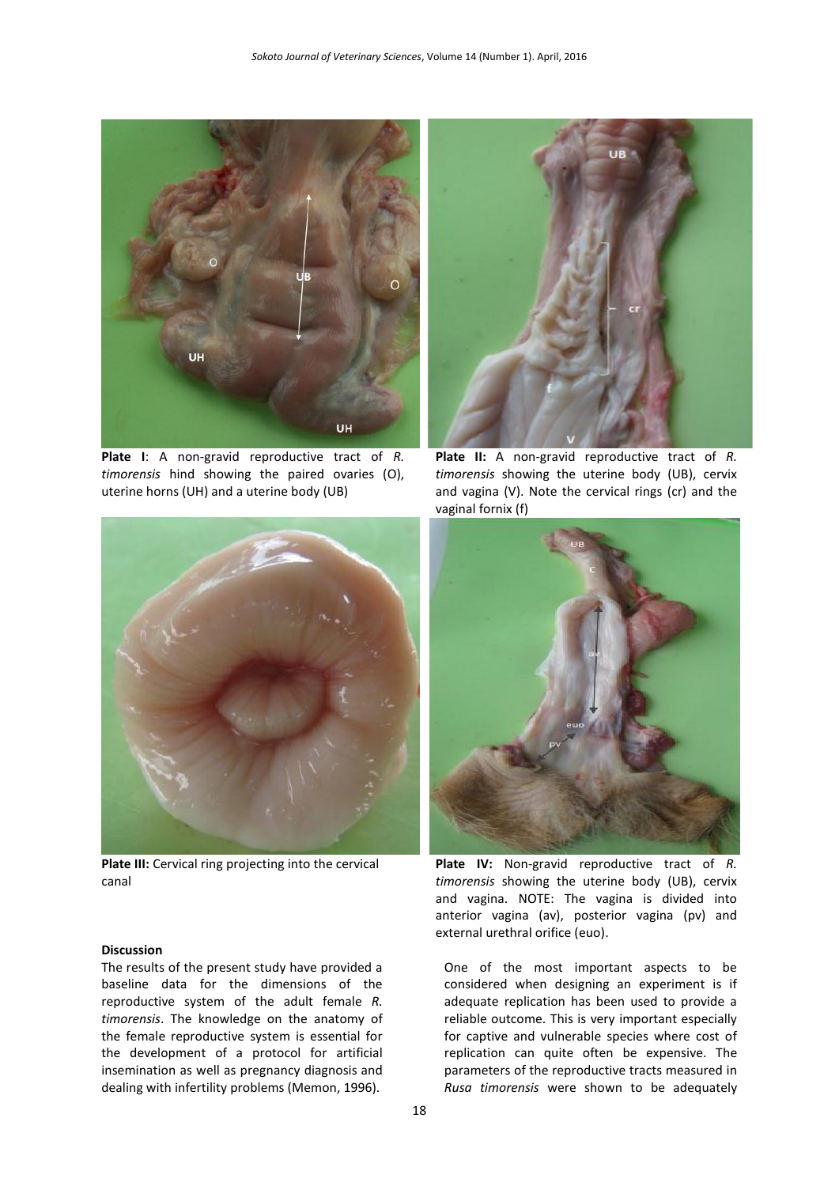**Plate I**: A non-gravid reproductive tract of *R. timorensis* hind showing the paired ovaries (O), uterine horns (UH) and a uterine body (UB)

**Plate II:** A non-gravid reproductive tract of *R. timorensis* showing the uterine body (UB), cervix and vagina (V). Note the cervical rings (cr) and the vaginal fornix (f)

**Plate III:** Cervical ring projecting into the cervical canal

**Plate IV:** Non-gravid reproductive tract of *R. timorensis* showing the uterine body (UB), cervix and vagina. NOTE: The vagina is divided into anterior vagina (av), posterior vagina (pv) and external urethral orifice (euo).

**Discussion**

The results of the present study have provided a baseline data for the dimensions of the reproductive system of the adult female *R. timorensis*. The knowledge on the anatomy of the female reproductive system is essential for the development of a protocol for artificial insemination as well as pregnancy diagnosis and dealing with infertility problems (Memon, 1996).

One of the most important aspects to be considered when designing an experiment is if adequate replication has been used to provide a reliable outcome. This is very important especially for captive and vulnerable species where cost of replication can quite often be expensive. The parameters of the reproductive tracts measured in *Rusa timorensis* were shown to be adequately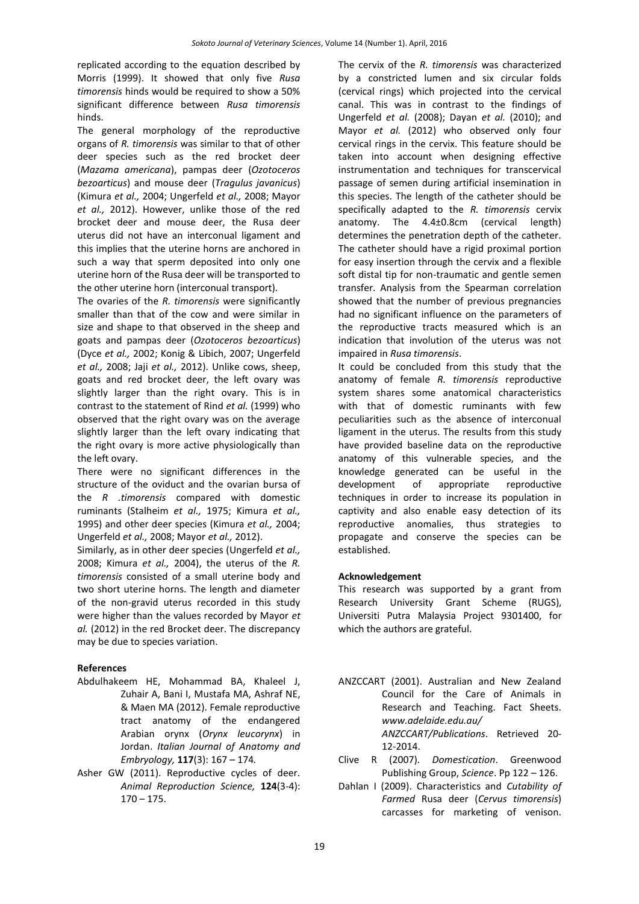replicated according to the equation described by Morris (1999). It showed that only five *Rusa timorensis* hinds would be required to show a 50% significant difference between *Rusa timorensis* hinds.

The general morphology of the reproductive organs of *R. timorensis* was similar to that of other deer species such as the red brocket deer (*Mazama americana*), pampas deer (*Ozotoceros bezoarticus*) and mouse deer (*Tragulus javanicus*) (Kimura *et al.,* 2004; Ungerfeld *et al.,* 2008; Mayor *et al.,* 2012). However, unlike those of the red brocket deer and mouse deer, the Rusa deer uterus did not have an interconual ligament and this implies that the uterine horns are anchored in such a way that sperm deposited into only one uterine horn of the Rusa deer will be transported to the other uterine horn (interconual transport).

The ovaries of the *R. timorensis* were significantly smaller than that of the cow and were similar in size and shape to that observed in the sheep and goats and pampas deer (*Ozotoceros bezoarticus*) (Dyce *et al.,* 2002; Konig & Libich, 2007; Ungerfeld *et al.,* 2008; Jaji *et al.,* 2012). Unlike cows, sheep, goats and red brocket deer, the left ovary was slightly larger than the right ovary. This is in contrast to the statement of Rind *et al.* (1999) who observed that the right ovary was on the average slightly larger than the left ovary indicating that the right ovary is more active physiologically than the left ovary.

There were no significant differences in the structure of the oviduct and the ovarian bursa of the *R .timorensis* compared with domestic ruminants (Stalheim *et al.,* 1975; Kimura *et al.,* 1995) and other deer species (Kimura *et al.,* 2004; Ungerfeld *et al.,* 2008; Mayor *et al.,* 2012).

Similarly, as in other deer species (Ungerfeld *et al.,* 2008; Kimura *et al.,* 2004), the uterus of the *R. timorensis* consisted of a small uterine body and two short uterine horns. The length and diameter of the non-gravid uterus recorded in this study were higher than the values recorded by Mayor *et al.* (2012) in the red Brocket deer. The discrepancy may be due to species variation.

The cervix of the *R. timorensis* was characterized by a constricted lumen and six circular folds (cervical rings) which projected into the cervical canal. This was in contrast to the findings of Ungerfeld *et al.* (2008); Dayan *et al.* (2010); and Mayor *et al.* (2012) who observed only four cervical rings in the cervix. This feature should be taken into account when designing effective instrumentation and techniques for transcervical passage of semen during artificial insemination in this species. The length of the catheter should be specifically adapted to the *R. timorensis* cervix anatomy. The 4.4±0.8cm (cervical length) determines the penetration depth of the catheter. The catheter should have a rigid proximal portion for easy insertion through the cervix and a flexible soft distal tip for non-traumatic and gentle semen transfer. Analysis from the Spearman correlation showed that the number of previous pregnancies had no significant influence on the parameters of the reproductive tracts measured which is an indication that involution of the uterus was not impaired in *Rusa timorensis*.

It could be concluded from this study that the anatomy of female *R. timorensis* reproductive system shares some anatomical characteristics with that of domestic ruminants with few peculiarities such as the absence of interconual ligament in the uterus. The results from this study have provided baseline data on the reproductive anatomy of this vulnerable species, and the knowledge generated can be useful in the development of appropriate reproductive techniques in order to increase its population in captivity and also enable easy detection of its reproductive anomalies, thus strategies to propagate and conserve the species can be established.

**Acknowledgement**

This research was supported by a grant from Research University Grant Scheme (RUGS), Universiti Putra Malaysia Project 9301400, for which the authors are grateful.

**References**

Abdulhakeem HE, Mohammad BA, Khaleel J, Zuhair A, Bani I, Mustafa MA, Ashraf NE, & Maen MA (2012). Female reproductive tract anatomy of the endangered Arabian orynx (*Orynx leucorynx*) in Jordan. *Italian Journal of Anatomy and Embryology,* **117**(3): 167 – 174.

Asher GW (2011). Reproductive cycles of deer. *Animal Reproduction Science,* **124**(3-4): 170 – 175.

ANZCCART (2001). Australian and New Zealand Council for the Care of Animals in Research and Teaching. Fact Sheets. *www.adelaide.edu.au/ANZCCART/Publications*. Retrieved 20-12-2014.

Clive R (2007). *Domestication*. Greenwood Publishing Group, *Science*. Pp 122 – 126.

Dahlan I (2009). Characteristics and *Cutability of Farmed* Rusa deer (*Cervus timorensis*) carcasses for marketing of venison.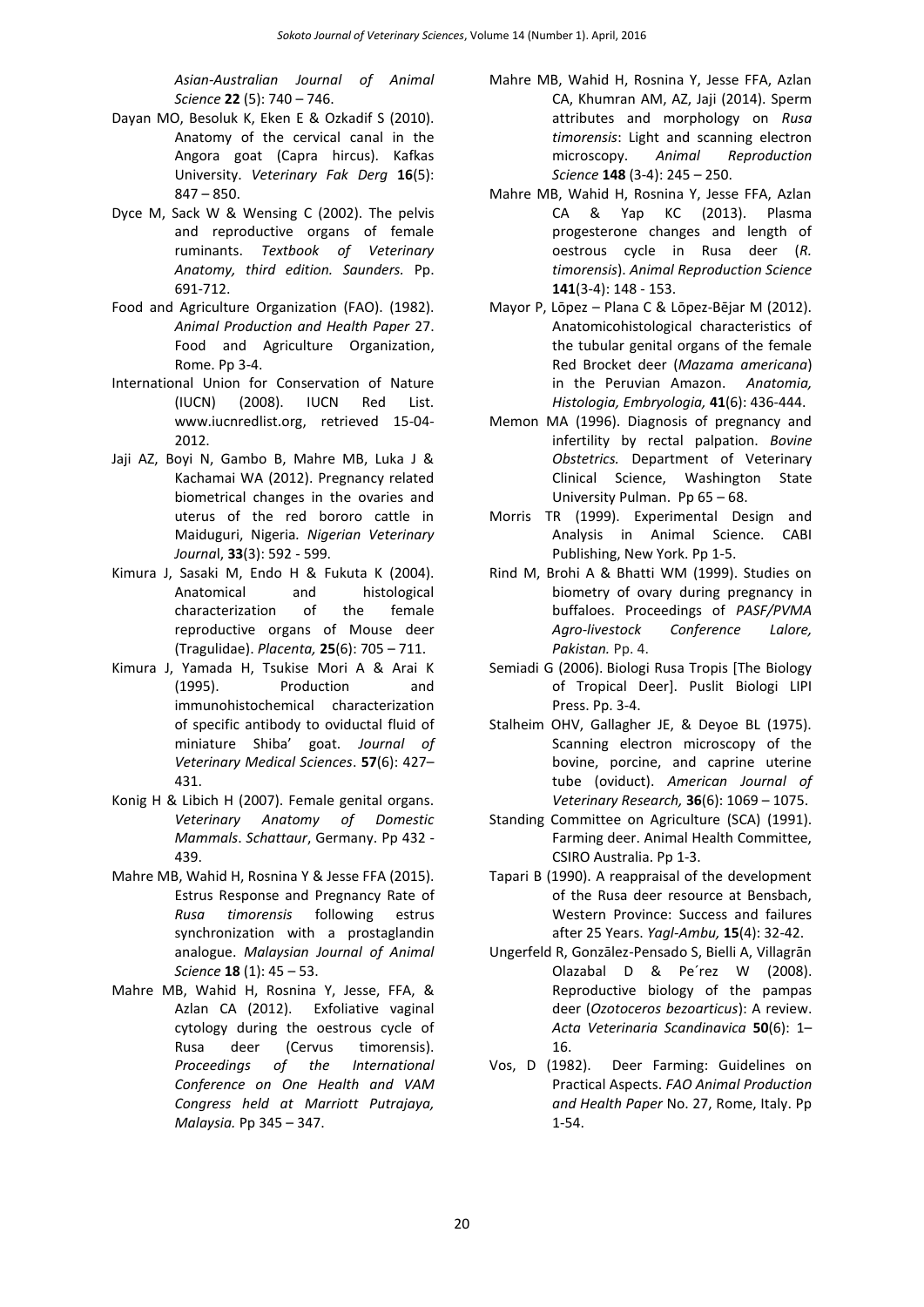*Asian-Australian Journal of Animal Science* **22** (5): 740 – 746.

Dayan MO, Besoluk K, Eken E & Ozkadif S (2010). Anatomy of the cervical canal in the Angora goat (Capra hircus). Kafkas University. *Veterinary Fak Derg* **16**(5): 847 – 850.

Dyce M, Sack W & Wensing C (2002). The pelvis and reproductive organs of female ruminants. *Textbook of Veterinary Anatomy, third edition. Saunders.* Pp. 691-712.

Food and Agriculture Organization (FAO). (1982). *Animal Production and Health Paper* 27. Food and Agriculture Organization, Rome. Pp 3-4.

International Union for Conservation of Nature (IUCN) (2008). IUCN Red List. www.iucnredlist.org, retrieved 15-04-2012.

Jaji AZ, Boyi N, Gambo B, Mahre MB, Luka J & Kachamai WA (2012). Pregnancy related biometrical changes in the ovaries and uterus of the red bororo cattle in Maiduguri, Nigeria. *Nigerian Veterinary Journa*l, **33**(3): 592 - 599.

Kimura J, Sasaki M, Endo H & Fukuta K (2004). Anatomical and histological characterization of the female reproductive organs of Mouse deer (Tragulidae). *Placenta,* **25**(6): 705 – 711.

Kimura J, Yamada H, Tsukise Mori A & Arai K (1995). Production and immunohistochemical characterization of specific antibody to oviductal fluid of miniature Shiba' goat. *Journal of Veterinary Medical Sciences*. **57**(6): 427–431.

Konig H & Libich H (2007). Female genital organs. *Veterinary Anatomy of Domestic Mammals*. *Schattaur*, Germany. Pp 432 - 439.

Mahre MB, Wahid H, Rosnina Y & Jesse FFA (2015). Estrus Response and Pregnancy Rate of *Rusa timorensis* following estrus synchronization with a prostaglandin analogue. *Malaysian Journal of Animal Science* **18** (1): 45 – 53.

Mahre MB, Wahid H, Rosnina Y, Jesse, FFA, & Azlan CA (2012). Exfoliative vaginal cytology during the oestrous cycle of Rusa deer (Cervus timorensis). *Proceedings of the International Conference on One Health and VAM Congress held at Marriott Putrajaya, Malaysia.* Pp 345 – 347.

Mahre MB, Wahid H, Rosnina Y, Jesse FFA, Azlan CA, Khumran AM, AZ, Jaji (2014). Sperm attributes and morphology on *Rusa timorensis*: Light and scanning electron microscopy. *Animal Reproduction Science* **148** (3-4): 245 – 250.

Mahre MB, Wahid H, Rosnina Y, Jesse FFA, Azlan CA & Yap KC (2013). Plasma progesterone changes and length of oestrous cycle in Rusa deer (*R. timorensis*). *Animal Reproduction Science* **141**(3-4): 148 - 153.

Mayor P, Lōpez – Plana C & Lōpez-Bējar M (2012). Anatomicohistological characteristics of the tubular genital organs of the female Red Brocket deer (*Mazama americana*) in the Peruvian Amazon. *Anatomia, Histologia, Embryologia,* **41**(6): 436-444.

Memon MA (1996). Diagnosis of pregnancy and infertility by rectal palpation. *Bovine Obstetrics.* Department of Veterinary Clinical Science, Washington State University Pulman. Pp 65 – 68.

Morris TR (1999). Experimental Design and Analysis in Animal Science. CABI Publishing, New York. Pp 1-5.

Rind M, Brohi A & Bhatti WM (1999). Studies on biometry of ovary during pregnancy in buffaloes. Proceedings of *PASF/PVMA Agro-livestock Conference Lalore, Pakistan.* Pp. 4.

Semiadi G (2006). Biologi Rusa Tropis [The Biology of Tropical Deer]. Puslit Biologi LIPI Press. Pp. 3-4.

Stalheim OHV, Gallagher JE, & Deyoe BL (1975). Scanning electron microscopy of the bovine, porcine, and caprine uterine tube (oviduct). *American Journal of Veterinary Research,* **36**(6): 1069 – 1075.

Standing Committee on Agriculture (SCA) (1991). Farming deer. Animal Health Committee, CSIRO Australia. Pp 1-3.

Tapari B (1990). A reappraisal of the development of the Rusa deer resource at Bensbach, Western Province: Success and failures after 25 Years. *Yagl-Ambu,* **15**(4): 32-42.

Ungerfeld R, Gonzālez-Pensado S, Bielli A, Villagrān Olazabal D & Pe´rez W (2008). Reproductive biology of the pampas deer (*Ozotoceros bezoarticus*): A review. *Acta Veterinaria Scandinavica* **50**(6): 1–16.

Vos, D (1982). Deer Farming: Guidelines on Practical Aspects. *FAO Animal Production and Health Paper* No. 27, Rome, Italy. Pp 1-54.